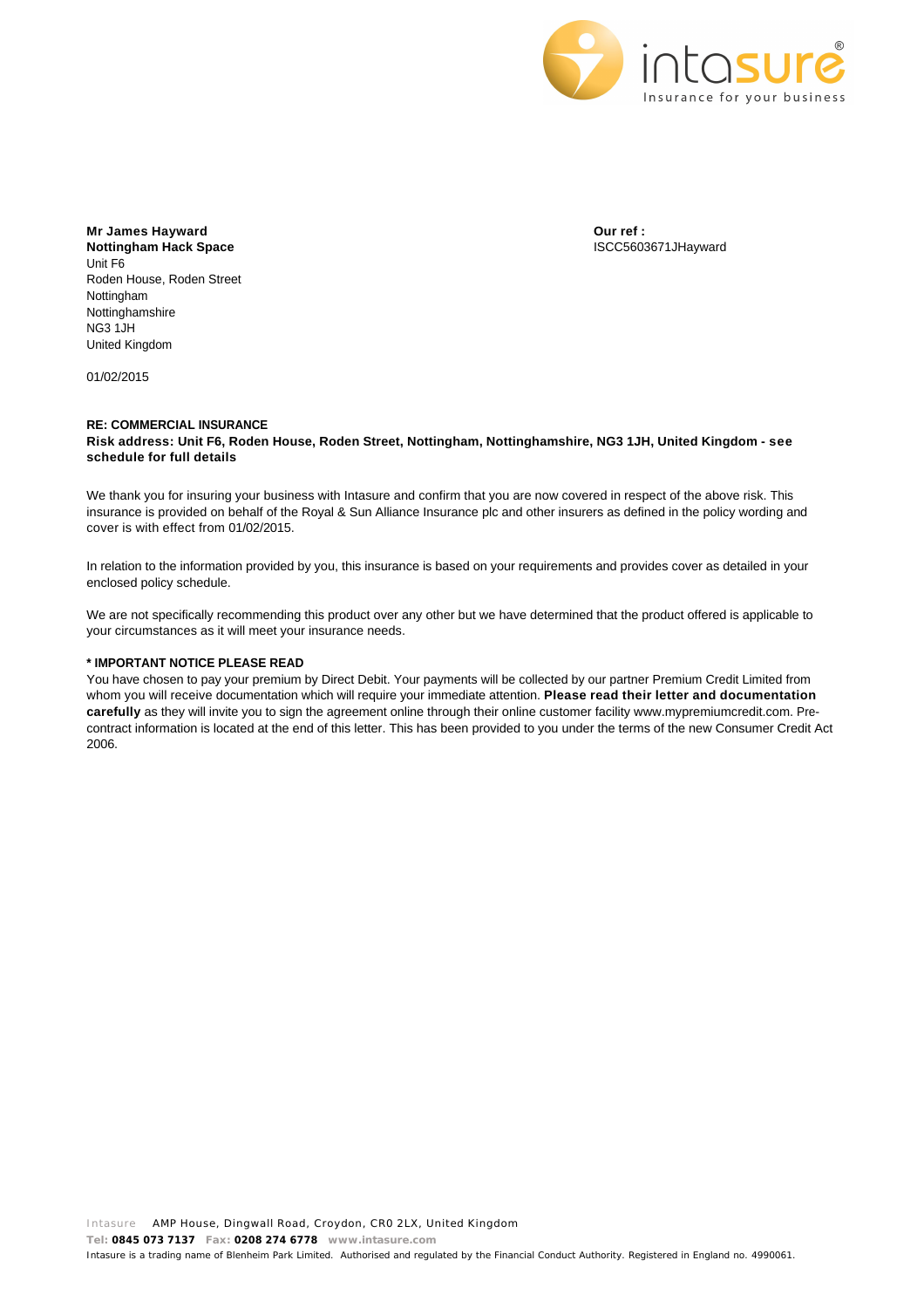intasure®
Insurance for your business

**Mr James Hayward**
**Nottingham Hack Space**
Unit F6
Roden House, Roden Street
Nottingham
Nottinghamshire
NG3 1JH
United Kingdom

**Our ref :**
ISCC5603671JHayward

01/02/2015

**RE: COMMERCIAL INSURANCE**
**Risk address: Unit F6, Roden House, Roden Street, Nottingham, Nottinghamshire, NG3 1JH, United Kingdom - see schedule for full details**

We thank you for insuring your business with Intasure and confirm that you are now covered in respect of the above risk. This insurance is provided on behalf of the Royal & Sun Alliance Insurance plc and other insurers as defined in the policy wording and cover is with effect from 01/02/2015.

In relation to the information provided by you, this insurance is based on your requirements and provides cover as detailed in your enclosed policy schedule.

We are not specifically recommending this product over any other but we have determined that the product offered is applicable to your circumstances as it will meet your insurance needs.

**\* IMPORTANT NOTICE PLEASE READ**
You have chosen to pay your premium by Direct Debit. Your payments will be collected by our partner Premium Credit Limited from whom you will receive documentation which will require your immediate attention. **Please read their letter and documentation carefully** as they will invite you to sign the agreement online through their online customer facility www.mypremiumcredit.com. Pre-contract information is located at the end of this letter. This has been provided to you under the terms of the new Consumer Credit Act 2006.

Intasure AMP House, Dingwall Road, Croydon, CR0 2LX, United Kingdom
**Tel: 0845 073 7137 Fax: 0208 274 6778 www.intasure.com**
Intasure is a trading name of Blenheim Park Limited. Authorised and regulated by the Financial Conduct Authority. Registered in England no. 4990061.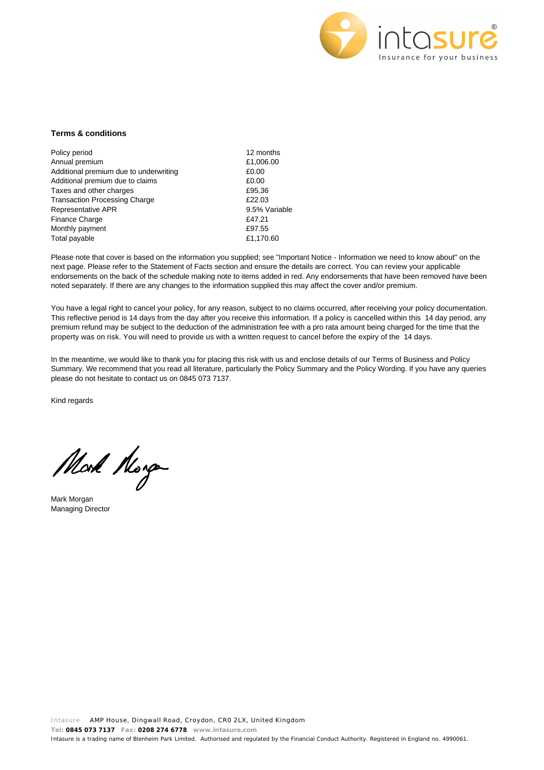**Terms & conditions**

| | |
|---|---|
| Policy period | 12 months |
| Annual premium | £1,006.00 |
| Additional premium due to underwriting | £0.00 |
| Additional premium due to claims | £0.00 |
| Taxes and other charges | £95.36 |
| Transaction Processing Charge | £22.03 |
| Representative APR | 9.5% Variable |
| Finance Charge | £47.21 |
| Monthly payment | £97.55 |
| Total payable | £1,170.60 |

Please note that cover is based on the information you supplied; see "Important Notice - Information we need to know about" on the next page. Please refer to the Statement of Facts section and ensure the details are correct. You can review your applicable endorsements on the back of the schedule making note to items added in red. Any endorsements that have been removed have been noted separately. If there are any changes to the information supplied this may affect the cover and/or premium.

You have a legal right to cancel your policy, for any reason, subject to no claims occurred, after receiving your policy documentation. This reflective period is 14 days from the day after you receive this information. If a policy is cancelled within this 14 day period, any premium refund may be subject to the deduction of the administration fee with a pro rata amount being charged for the time that the property was on risk. You will need to provide us with a written request to cancel before the expiry of the 14 days.

In the meantime, we would like to thank you for placing this risk with us and enclose details of our Terms of Business and Policy Summary. We recommend that you read all literature, particularly the Policy Summary and the Policy Wording. If you have any queries please do not hesitate to contact us on 0845 073 7137.

Kind regards

Mark Morgan
Managing Director

Intasure AMP House, Dingwall Road, Croydon, CR0 2LX, United Kingdom
**Tel: 0845 073 7137 Fax: 0208 274 6778 www.intasure.com**
Intasure is a trading name of Blenheim Park Limited. Authorised and regulated by the Financial Conduct Authority. Registered in England no. 4990061.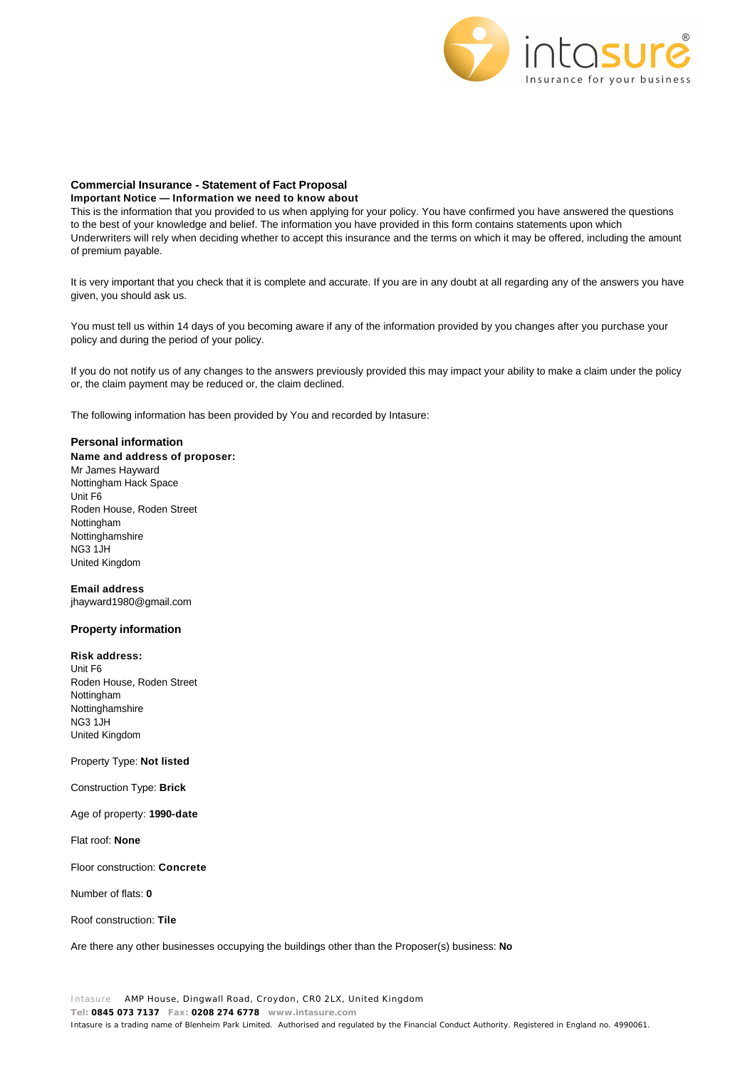## Commercial Insurance - Statement of Fact Proposal

**Important Notice — Information we need to know about**

This is the information that you provided to us when applying for your policy. You have confirmed you have answered the questions to the best of your knowledge and belief. The information you have provided in this form contains statements upon which Underwriters will rely when deciding whether to accept this insurance and the terms on which it may be offered, including the amount of premium payable.

It is very important that you check that it is complete and accurate. If you are in any doubt at all regarding any of the answers you have given, you should ask us.

You must tell us within 14 days of you becoming aware if any of the information provided by you changes after you purchase your policy and during the period of your policy.

If you do not notify us of any changes to the answers previously provided this may impact your ability to make a claim under the policy or, the claim payment may be reduced or, the claim declined.

The following information has been provided by You and recorded by Intasure:

### Personal information

**Name and address of proposer:**

Mr James Hayward
Nottingham Hack Space
Unit F6
Roden House, Roden Street
Nottingham
Nottinghamshire
NG3 1JH
United Kingdom

**Email address**

jhayward1980@gmail.com

### Property information

**Risk address:**

Unit F6
Roden House, Roden Street
Nottingham
Nottinghamshire
NG3 1JH
United Kingdom

Property Type: **Not listed**

Construction Type: **Brick**

Age of property: **1990-date**

Flat roof: **None**

Floor construction: **Concrete**

Number of flats: **0**

Roof construction: **Tile**

Are there any other businesses occupying the buildings other than the Proposer(s) business: **No**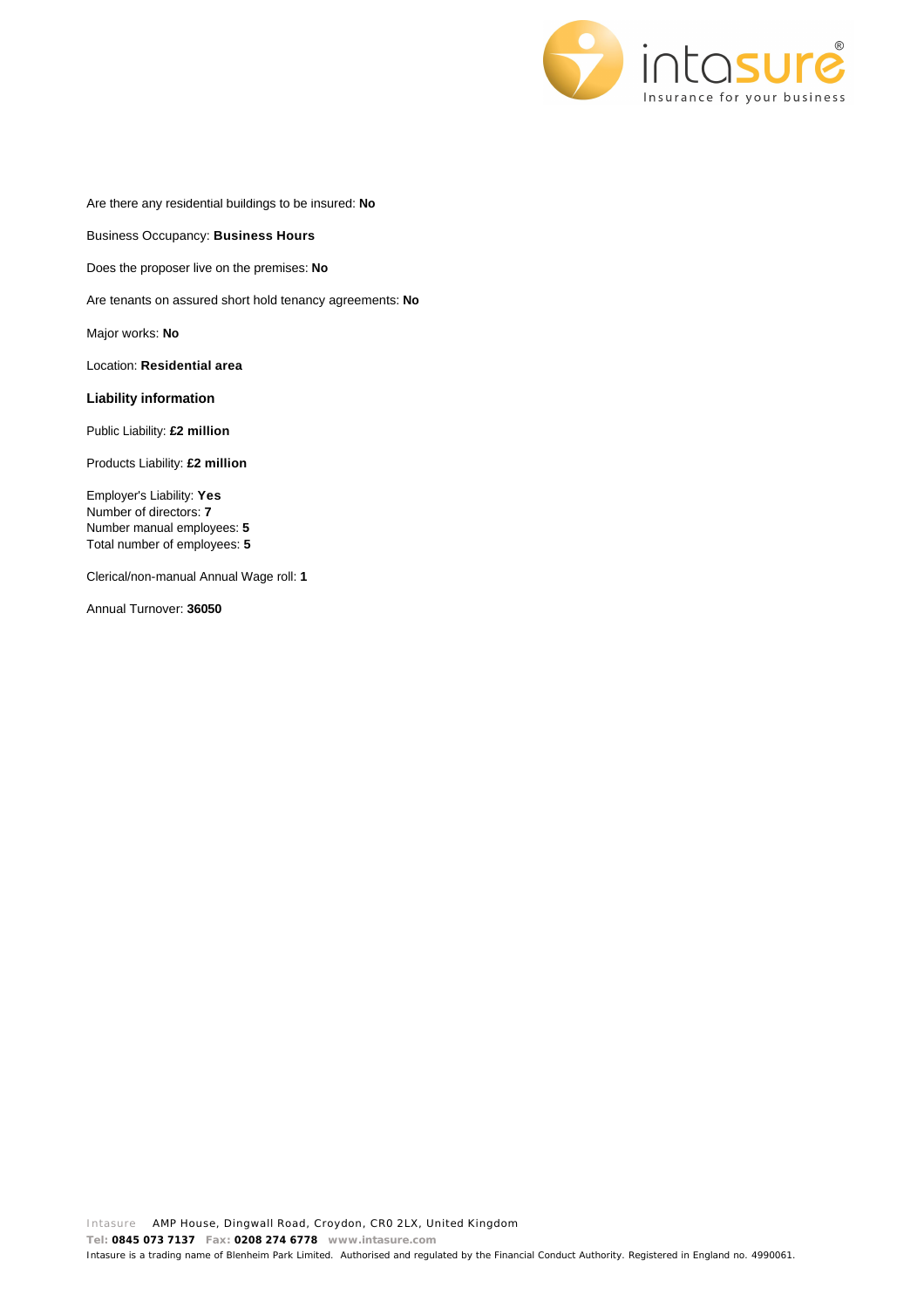Are there any residential buildings to be insured: **No**

Business Occupancy: **Business Hours**

Does the proposer live on the premises: **No**

Are tenants on assured short hold tenancy agreements: **No**

Major works: **No**

Location: **Residential area**

### Liability information

Public Liability: **£2 million**

Products Liability: **£2 million**

Employer's Liability: **Yes**
Number of directors: **7**
Number manual employees: **5**
Total number of employees: **5**

Clerical/non-manual Annual Wage roll: **1**

Annual Turnover: **36050**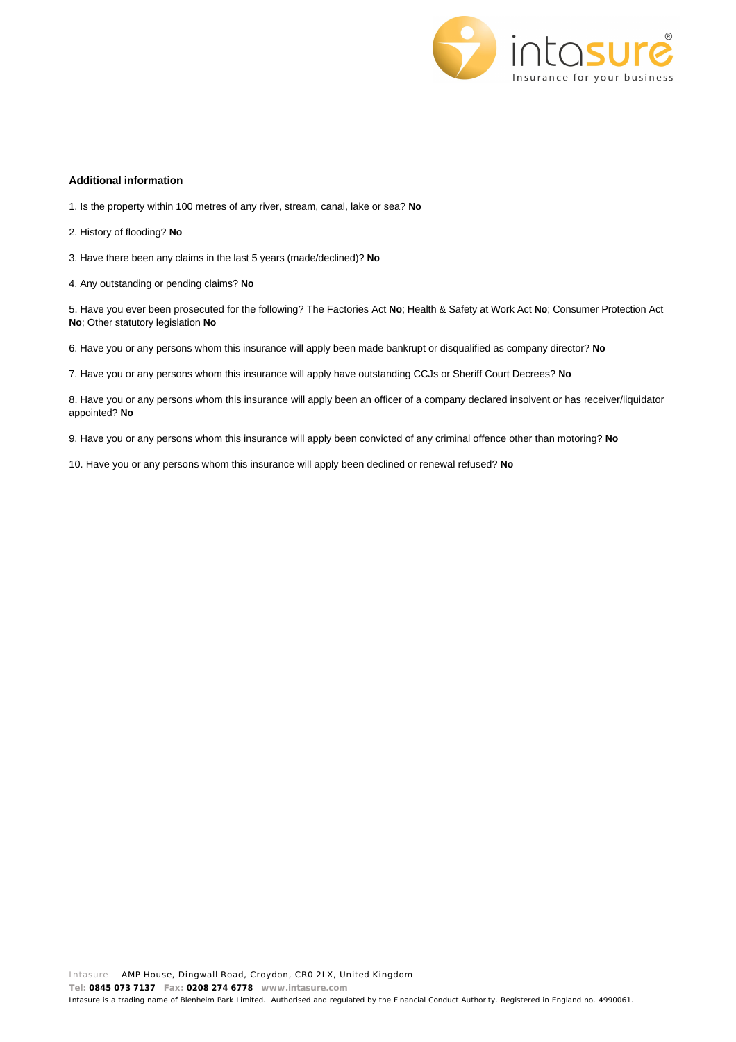### Additional information

1. Is the property within 100 metres of any river, stream, canal, lake or sea? **No**

2. History of flooding? **No**

3. Have there been any claims in the last 5 years (made/declined)? **No**

4. Any outstanding or pending claims? **No**

5. Have you ever been prosecuted for the following? The Factories Act **No**; Health & Safety at Work Act **No**; Consumer Protection Act **No**; Other statutory legislation **No**

6. Have you or any persons whom this insurance will apply been made bankrupt or disqualified as company director? **No**

7. Have you or any persons whom this insurance will apply have outstanding CCJs or Sheriff Court Decrees? **No**

8. Have you or any persons whom this insurance will apply been an officer of a company declared insolvent or has receiver/liquidator appointed? **No**

9. Have you or any persons whom this insurance will apply been convicted of any criminal offence other than motoring? **No**

10. Have you or any persons whom this insurance will apply been declined or renewal refused? **No**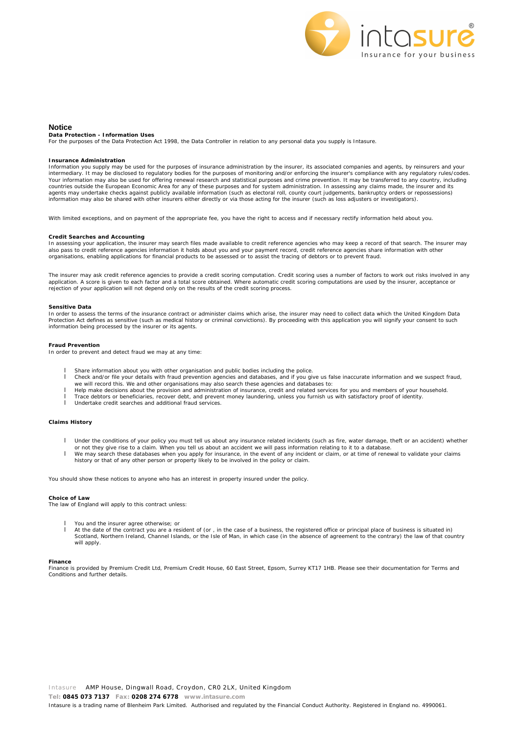# Notice

**Data Protection - Information Uses**

For the purposes of the Data Protection Act 1998, the Data Controller in relation to any personal data you supply is Intasure.

**Insurance Administration**

Information you supply may be used for the purposes of insurance administration by the insurer, its associated companies and agents, by reinsurers and your intermediary. It may be disclosed to regulatory bodies for the purposes of monitoring and/or enforcing the insurer's compliance with any regulatory rules/codes. Your information may also be used for offering renewal research and statistical purposes and crime prevention. It may be transferred to any country, including countries outside the European Economic Area for any of these purposes and for system administration. In assessing any claims made, the insurer and its agents may undertake checks against publicly available information (such as electoral roll, county court judgements, bankruptcy orders or repossessions) information may also be shared with other insurers either directly or via those acting for the insurer (such as loss adjusters or investigators).

With limited exceptions, and on payment of the appropriate fee, you have the right to access and if necessary rectify information held about you.

**Credit Searches and Accounting**

In assessing your application, the insurer may search files made available to credit reference agencies who may keep a record of that search. The insurer may also pass to credit reference agencies information it holds about you and your payment record, credit reference agencies share information with other organisations, enabling applications for financial products to be assessed or to assist the tracing of debtors or to prevent fraud.

The insurer may ask credit reference agencies to provide a credit scoring computation. Credit scoring uses a number of factors to work out risks involved in any application. A score is given to each factor and a total score obtained. Where automatic credit scoring computations are used by the insurer, acceptance or rejection of your application will not depend only on the results of the credit scoring process.

**Sensitive Data**

In order to assess the terms of the insurance contract or administer claims which arise, the insurer may need to collect data which the United Kingdom Data Protection Act defines as sensitive (such as medical history or criminal convictions). By proceeding with this application you will signify your consent to such information being processed by the insurer or its agents.

**Fraud Prevention**

In order to prevent and detect fraud we may at any time:

- Share information about you with other organisation and public bodies including the police.
- Check and/or file your details with fraud prevention agencies and databases, and if you give us false inaccurate information and we suspect fraud, we will record this. We and other organisations may also search these agencies and databases to:
- Help make decisions about the provision and administration of insurance, credit and related services for you and members of your household.
- Trace debtors or beneficiaries, recover debt, and prevent money laundering, unless you furnish us with satisfactory proof of identity.
- Undertake credit searches and additional fraud services.

**Claims History**

- Under the conditions of your policy you must tell us about any insurance related incidents (such as fire, water damage, theft or an accident) whether or not they give rise to a claim. When you tell us about an accident we will pass information relating to it to a database.
- We may search these databases when you apply for insurance, in the event of any incident or claim, or at time of renewal to validate your claims history or that of any other person or property likely to be involved in the policy or claim.

You should show these notices to anyone who has an interest in property insured under the policy.

**Choice of Law**

The law of England will apply to this contract unless:

- You and the insurer agree otherwise; or
- At the date of the contract you are a resident of (or , in the case of a business, the registered office or principal place of business is situated in) Scotland, Northern Ireland, Channel Islands, or the Isle of Man, in which case (in the absence of agreement to the contrary) the law of that country will apply.

**Finance**

Finance is provided by Premium Credit Ltd, Premium Credit House, 60 East Street, Epsom, Surrey KT17 1HB. Please see their documentation for Terms and Conditions and further details.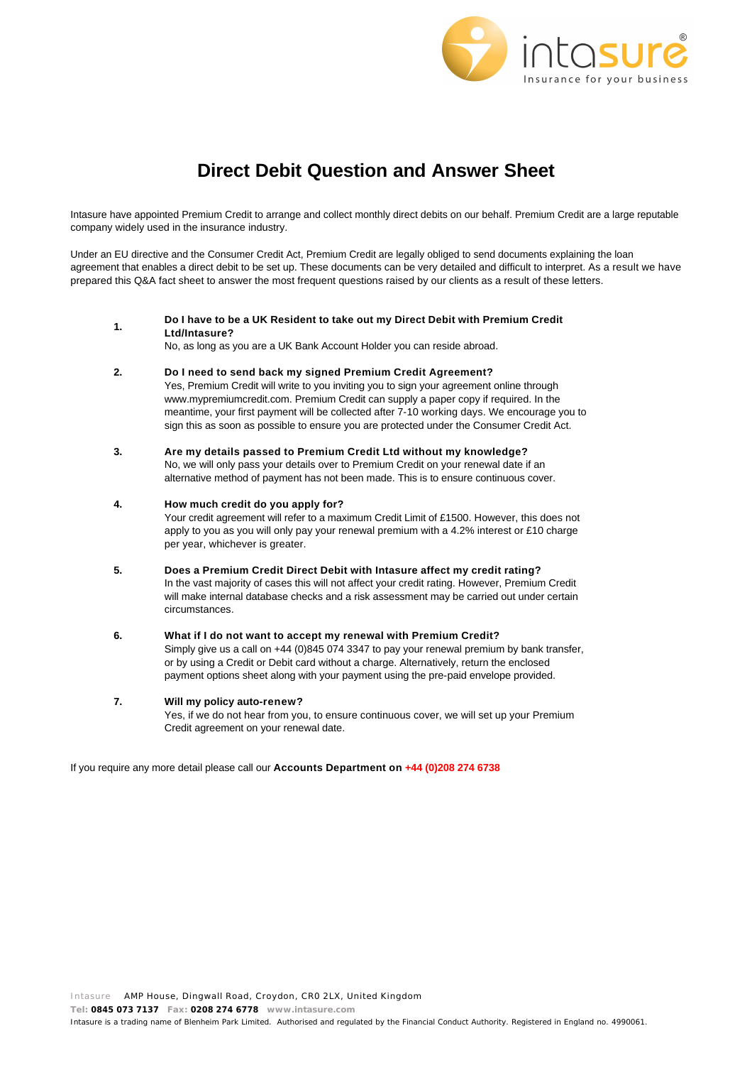# Direct Debit Question and Answer Sheet

Intasure have appointed Premium Credit to arrange and collect monthly direct debits on our behalf. Premium Credit are a large reputable company widely used in the insurance industry.

Under an EU directive and the Consumer Credit Act, Premium Credit are legally obliged to send documents explaining the loan agreement that enables a direct debit to be set up. These documents can be very detailed and difficult to interpret. As a result we have prepared this Q&A fact sheet to answer the most frequent questions raised by our clients as a result of these letters.

1. **Do I have to be a UK Resident to take out my Direct Debit with Premium Credit Ltd/Intasure?**
   No, as long as you are a UK Bank Account Holder you can reside abroad.

2. **Do I need to send back my signed Premium Credit Agreement?**
   Yes, Premium Credit will write to you inviting you to sign your agreement online through www.mypremiumcredit.com. Premium Credit can supply a paper copy if required. In the meantime, your first payment will be collected after 7-10 working days. We encourage you to sign this as soon as possible to ensure you are protected under the Consumer Credit Act.

3. **Are my details passed to Premium Credit Ltd without my knowledge?**
   No, we will only pass your details over to Premium Credit on your renewal date if an alternative method of payment has not been made. This is to ensure continuous cover.

4. **How much credit do you apply for?**
   Your credit agreement will refer to a maximum Credit Limit of £1500. However, this does not apply to you as you will only pay your renewal premium with a 4.2% interest or £10 charge per year, whichever is greater.

5. **Does a Premium Credit Direct Debit with Intasure affect my credit rating?**
   In the vast majority of cases this will not affect your credit rating. However, Premium Credit will make internal database checks and a risk assessment may be carried out under certain circumstances.

6. **What if I do not want to accept my renewal with Premium Credit?**
   Simply give us a call on +44 (0)845 074 3347 to pay your renewal premium by bank transfer, or by using a Credit or Debit card without a charge. Alternatively, return the enclosed payment options sheet along with your payment using the pre-paid envelope provided.

7. **Will my policy auto-renew?**
   Yes, if we do not hear from you, to ensure continuous cover, we will set up your Premium Credit agreement on your renewal date.

If you require any more detail please call our **Accounts Department on +44 (0)208 274 6738**

Intasure AMP House, Dingwall Road, Croydon, CR0 2LX, United Kingdom
**Tel: 0845 073 7137 Fax: 0208 274 6778 www.intasure.com**
Intasure is a trading name of Blenheim Park Limited. Authorised and regulated by the Financial Conduct Authority. Registered in England no. 4990061.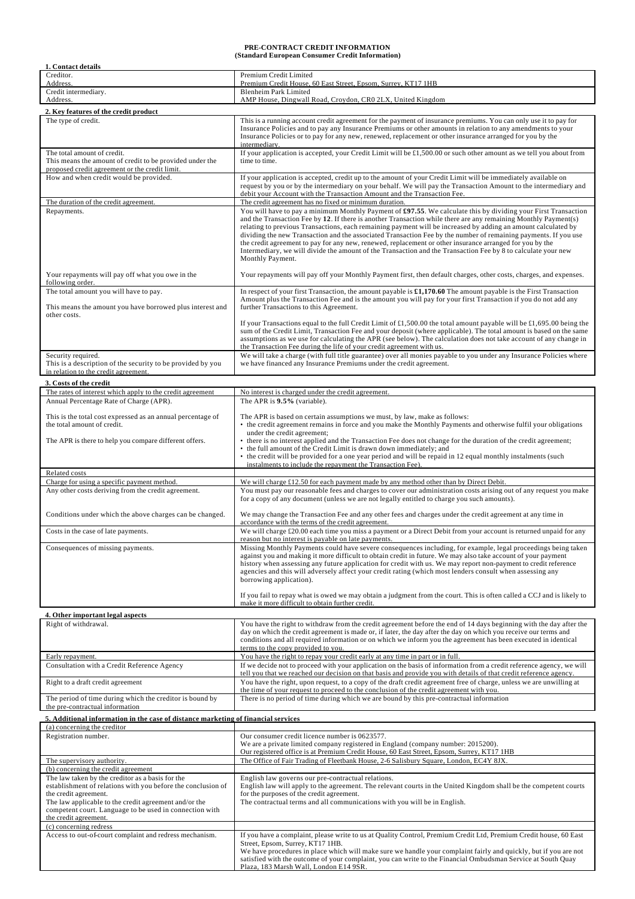**PRE-CONTRACT CREDIT INFORMATION**
**(Standard European Consumer Credit Information)**

**1. Contact details**

| | |
|---|---|
| Creditor. | Premium Credit Limited |
| Address. | Premium Credit House, 60 East Street, Epsom, Surrey, KT17 1HB |
| Credit intermediary. | Blenheim Park Limited |
| Address. | AMP House, Dingwall Road, Croydon, CR0 2LX, United Kingdom |

**2. Key features of the credit product**

| | |
|---|---|
| The type of credit. | This is a running account credit agreement for the payment of insurance premiums. You can only use it to pay for Insurance Policies and to pay any Insurance Premiums or other amounts in relation to any amendments to your Insurance Policies or to pay for any new, renewed, replacement or other insurance arranged for you by the intermediary. |
| The total amount of credit.<br>This means the amount of credit to be provided under the proposed credit agreement or the credit limit. | If your application is accepted, your Credit Limit will be £1,500.00 or such other amount as we tell you about from time to time. |
| How and when credit would be provided. | If your application is accepted, credit up to the amount of your Credit Limit will be immediately available on request by you or by the intermediary on your behalf. We will pay the Transaction Amount to the intermediary and debit your Account with the Transaction Amount and the Transaction Fee. |
| The duration of the credit agreement. | The credit agreement has no fixed or minimum duration. |
| Repayments. | You will have to pay a minimum Monthly Payment of **£97.55**. We calculate this by dividing your First Transaction and the Transaction Fee by **12**. If there is another Transaction while there are any remaining Monthly Payment(s) relating to previous Transactions, each remaining payment will be increased by adding an amount calculated by dividing the new Transaction and the associated Transaction Fee by the number of remaining payments. If you use the credit agreement to pay for any new, renewed, replacement or other insurance arranged for you by the Intermediary, we will divide the amount of the Transaction and the Transaction Fee by 8 to calculate your new Monthly Payment. |
| Your repayments will pay off what you owe in the following order. | Your repayments will pay off your Monthly Payment first, then default charges, other costs, charges, and expenses. |
| The total amount you will have to pay.<br>This means the amount you have borrowed plus interest and other costs. | In respect of your first Transaction, the amount payable is **£1,170.60** The amount payable is the First Transaction Amount plus the Transaction Fee and is the amount you will pay for your first Transaction if you do not add any further Transactions to this Agreement.<br><br>If your Transactions equal to the full Credit Limit of £1,500.00 the total amount payable will be £1,695.00 being the sum of the Credit Limit, Transaction Fee and your deposit (where applicable). The total amount is based on the same assumptions as we use for calculating the APR (see below). The calculation does not take account of any change in the Transaction Fee during the life of your credit agreement with us. |
| Security required.<br>This is a description of the security to be provided by you in relation to the credit agreement. | We will take a charge (with full title guarantee) over all monies payable to you under any Insurance Policies where we have financed any Insurance Premiums under the credit agreement. |

**3. Costs of the credit**

| | |
|---|---|
| The rates of interest which apply to the credit agreement | No interest is charged under the credit agreement. |
| Annual Percentage Rate of Charge (APR).<br><br>This is the total cost expressed as an annual percentage of the total amount of credit.<br><br>The APR is there to help you compare different offers. | The APR is **9.5%** (variable).<br><br>The APR is based on certain assumptions we must, by law, make as follows:<br>• the credit agreement remains in force and you make the Monthly Payments and otherwise fulfil your obligations under the credit agreement;<br>• there is no interest applied and the Transaction Fee does not change for the duration of the credit agreement;<br>• the full amount of the Credit Limit is drawn down immediately; and<br>• the credit will be provided for a one year period and will be repaid in 12 equal monthly instalments (such instalments to include the repayment the Transaction Fee). |
| Related costs | |
| Charge for using a specific payment method. | We will charge £12.50 for each payment made by any method other than by Direct Debit. |
| Any other costs deriving from the credit agreement. | You must pay our reasonable fees and charges to cover our administration costs arising out of any request you make for a copy of any document (unless we are not legally entitled to charge you such amounts). |
| Conditions under which the above charges can be changed. | We may change the Transaction Fee and any other fees and charges under the credit agreement at any time in accordance with the terms of the credit agreement. |
| Costs in the case of late payments. | We will charge £20.00 each time you miss a payment or a Direct Debit from your account is returned unpaid for any reason but no interest is payable on late payments. |
| Consequences of missing payments. | Missing Monthly Payments could have severe consequences including, for example, legal proceedings being taken against you and making it more difficult to obtain credit in future. We may also take account of your payment history when assessing any future application for credit with us. We may report non-payment to credit reference agencies and this will adversely affect your credit rating (which most lenders consult when assessing any borrowing application).<br><br>If you fail to repay what is owed we may obtain a judgment from the court. This is often called a CCJ and is likely to make it more difficult to obtain further credit. |

**4. Other important legal aspects**

| | |
|---|---|
| Right of withdrawal. | You have the right to withdraw from the credit agreement before the end of 14 days beginning with the day after the day on which the credit agreement is made or, if later, the day after the day on which you receive our terms and conditions and all required information or on which we inform you the agreement has been executed in identical terms to the copy provided to you. |
| Early repayment. | You have the right to repay your credit early at any time in part or in full. |
| Consultation with a Credit Reference Agency | If we decide not to proceed with your application on the basis of information from a credit reference agency, we will tell you that we reached our decision on that basis and provide you with details of that credit reference agency. |
| Right to a draft credit agreement | You have the right, upon request, to a copy of the draft credit agreement free of charge, unless we are unwilling at the time of your request to proceed to the conclusion of the credit agreement with you. |
| The period of time during which the creditor is bound by the pre-contractual information | There is no period of time during which we are bound by this pre-contractual information |

**5. Additional information in the case of distance marketing of financial services**

| | |
|---|---|
| (a) concerning the creditor | |
| Registration number. | Our consumer credit licence number is 0623577.<br>We are a private limited company registered in England (company number: 2015200).<br>Our registered office is at Premium Credit House, 60 East Street, Epsom, Surrey, KT17 1HB |
| The supervisory authority. | The Office of Fair Trading of Fleetbank House, 2-6 Salisbury Square, London, EC4Y 8JX. |
| (b) concerning the credit agreement | |
| The law taken by the creditor as a basis for the establishment of relations with you before the conclusion of the credit agreement.<br>The law applicable to the credit agreement and/or the competent court. Language to be used in connection with the credit agreement. | English law governs our pre-contractual relations.<br>English law will apply to the agreement. The relevant courts in the United Kingdom shall be the competent courts for the purposes of the credit agreement.<br>The contractual terms and all communications with you will be in English. |
| (c) concerning redress | |
| Access to out-of-court complaint and redress mechanism. | If you have a complaint, please write to us at Quality Control, Premium Credit Ltd, Premium Credit house, 60 East Street, Epsom, Surrey, KT17 1HB.<br>We have procedures in place which will make sure we handle your complaint fairly and quickly, but if you are not satisfied with the outcome of your complaint, you can write to the Financial Ombudsman Service at South Quay Plaza, 183 Marsh Wall, London E14 9SR. |